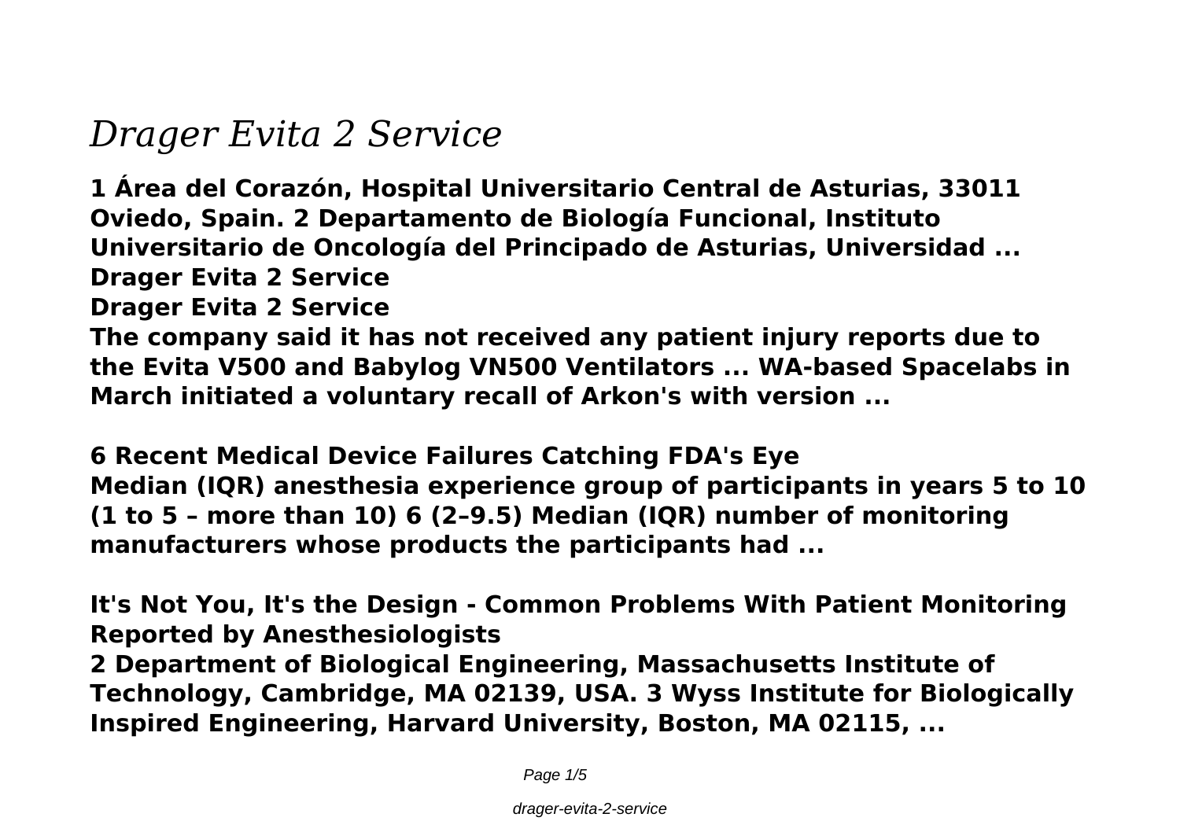# *Drager Evita 2 Service*

**1 Área del Corazón, Hospital Universitario Central de Asturias, 33011 Oviedo, Spain. 2 Departamento de Biología Funcional, Instituto Universitario de Oncología del Principado de Asturias, Universidad ...**
**Drager Evita 2 Service**
**Drager Evita 2 Service**
**The company said it has not received any patient injury reports due to the Evita V500 and Babylog VN500 Ventilators ... WA-based Spacelabs in March initiated a voluntary recall of Arkon's with version ...**

**6 Recent Medical Device Failures Catching FDA's Eye**
**Median (IQR) anesthesia experience group of participants in years 5 to 10 (1 to 5 – more than 10) 6 (2–9.5) Median (IQR) number of monitoring manufacturers whose products the participants had ...**

**It's Not You, It's the Design - Common Problems With Patient Monitoring Reported by Anesthesiologists**
**2 Department of Biological Engineering, Massachusetts Institute of Technology, Cambridge, MA 02139, USA. 3 Wyss Institute for Biologically Inspired Engineering, Harvard University, Boston, MA 02115, ...**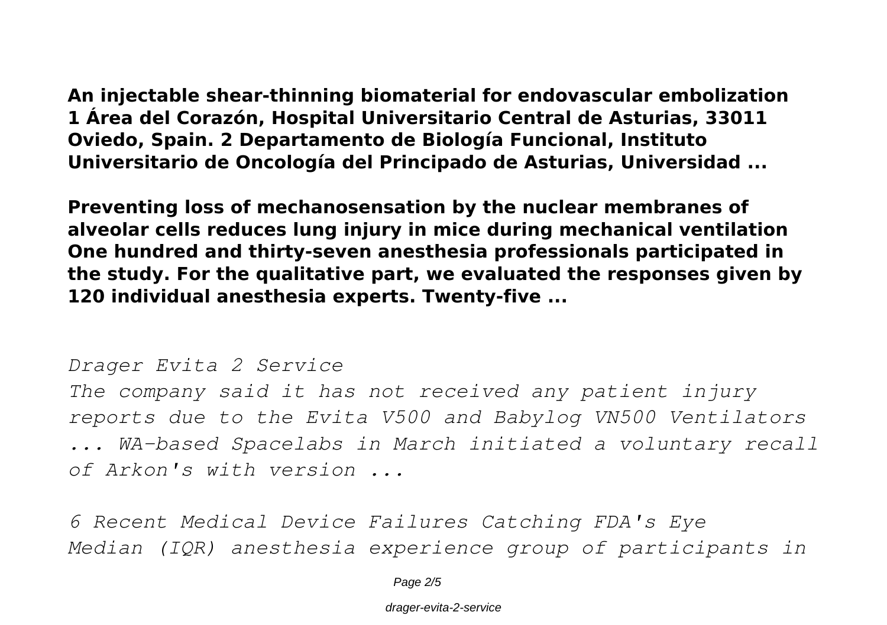**An injectable shear-thinning biomaterial for endovascular embolization**
**1 Área del Corazón, Hospital Universitario Central de Asturias, 33011 Oviedo, Spain. 2 Departamento de Biología Funcional, Instituto Universitario de Oncología del Principado de Asturias, Universidad ...**

**Preventing loss of mechanosensation by the nuclear membranes of alveolar cells reduces lung injury in mice during mechanical ventilation**
**One hundred and thirty-seven anesthesia professionals participated in the study. For the qualitative part, we evaluated the responses given by 120 individual anesthesia experts. Twenty-five ...**

*Drager Evita 2 Service*
*The company said it has not received any patient injury reports due to the Evita V500 and Babylog VN500 Ventilators ... WA-based Spacelabs in March initiated a voluntary recall of Arkon's with version ...*

*6 Recent Medical Device Failures Catching FDA's Eye*
*Median (IQR) anesthesia experience group of participants in*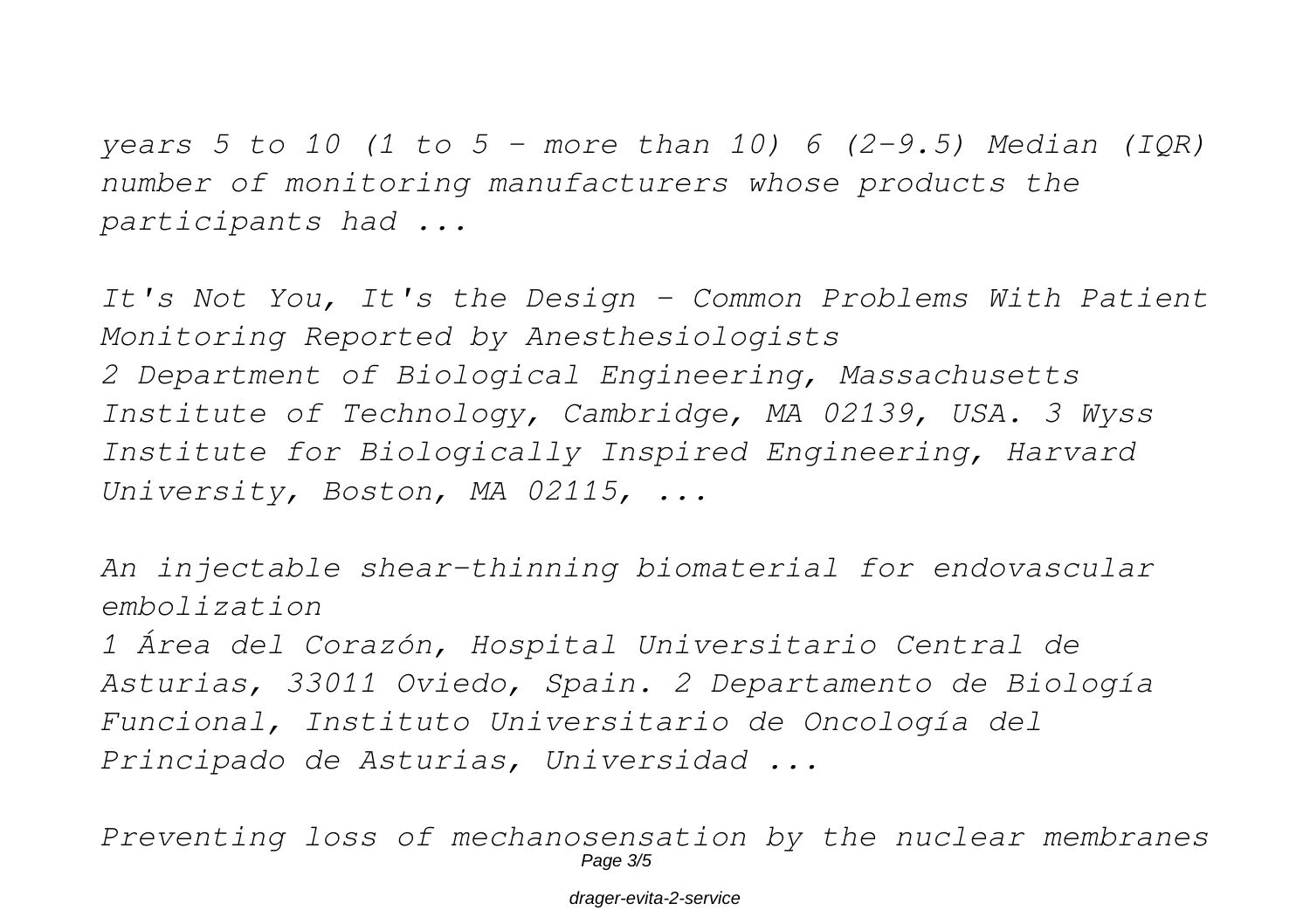*years 5 to 10 (1 to 5 - more than 10) 6 (2-9.5) Median (IQR) number of monitoring manufacturers whose products the participants had ...*

*It's Not You, It's the Design - Common Problems With Patient Monitoring Reported by Anesthesiologists*
*2 Department of Biological Engineering, Massachusetts Institute of Technology, Cambridge, MA 02139, USA. 3 Wyss Institute for Biologically Inspired Engineering, Harvard University, Boston, MA 02115, ...*

*An injectable shear-thinning biomaterial for endovascular embolization*
*1 Área del Corazón, Hospital Universitario Central de Asturias, 33011 Oviedo, Spain. 2 Departamento de Biología Funcional, Instituto Universitario de Oncología del Principado de Asturias, Universidad ...*

*Preventing loss of mechanosensation by the nuclear membranes*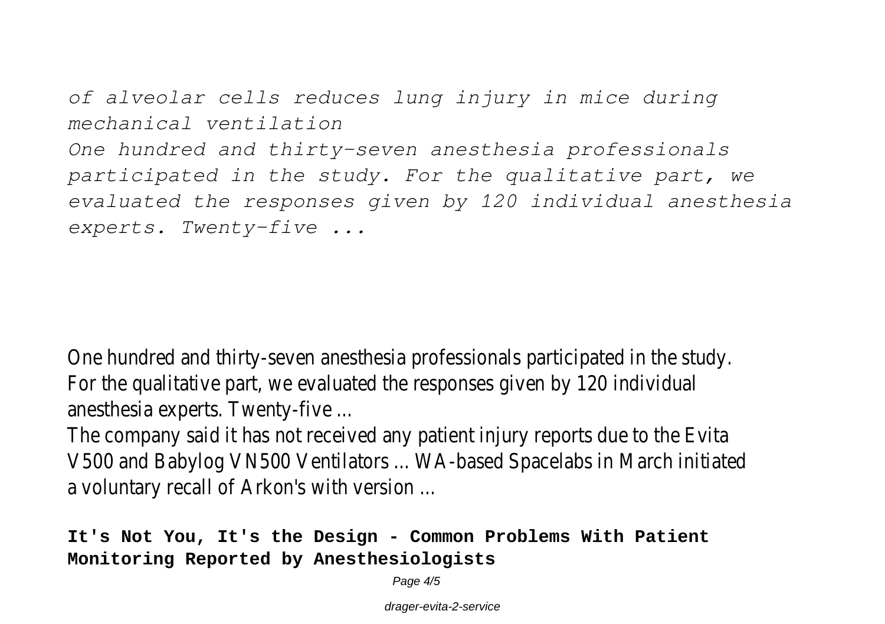*of alveolar cells reduces lung injury in mice during mechanical ventilation*

*One hundred and thirty-seven anesthesia professionals participated in the study. For the qualitative part, we evaluated the responses given by 120 individual anesthesia experts. Twenty-five ...*

One hundred and thirty-seven anesthesia professionals participated in the study. For the qualitative part, we evaluated the responses given by 120 individual anesthesia experts. Twenty-five ...

The company said it has not received any patient injury reports due to the Evita V500 and Babylog VN500 Ventilators ... WA-based Spacelabs in March initiated a voluntary recall of Arkon's with version ...

**It's Not You, It's the Design - Common Problems With Patient Monitoring Reported by Anesthesiologists**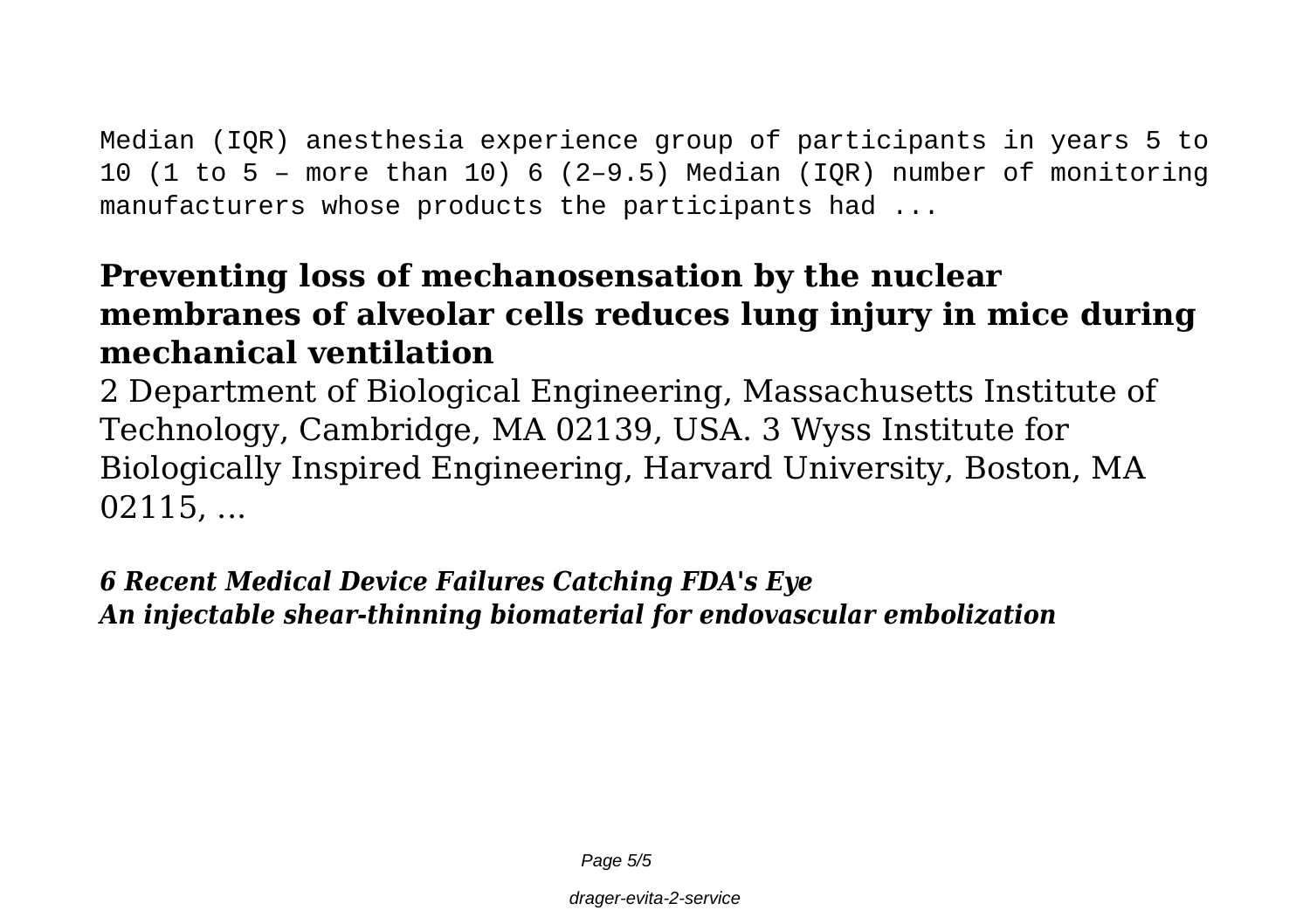Median (IQR) anesthesia experience group of participants in years 5 to 10 (1 to 5 – more than 10) 6 (2–9.5) Median (IQR) number of monitoring manufacturers whose products the participants had ...

## Preventing loss of mechanosensation by the nuclear membranes of alveolar cells reduces lung injury in mice during mechanical ventilation

2 Department of Biological Engineering, Massachusetts Institute of Technology, Cambridge, MA 02139, USA. 3 Wyss Institute for Biologically Inspired Engineering, Harvard University, Boston, MA 02115, ...

***6 Recent Medical Device Failures Catching FDA's Eye***
***An injectable shear-thinning biomaterial for endovascular embolization***